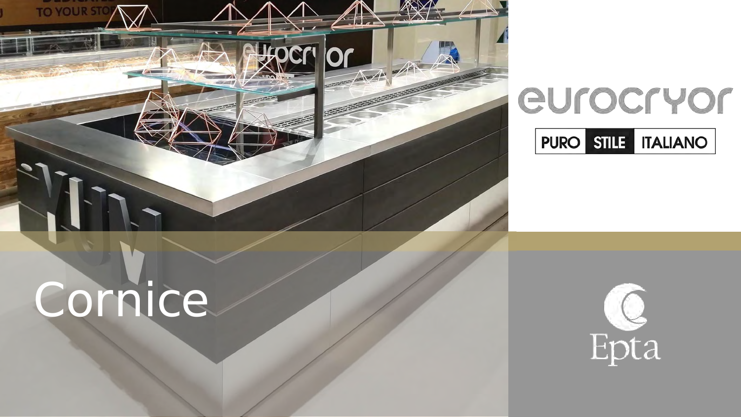# Cornice

eurocryor

PURO STILE ITALIANO

Epta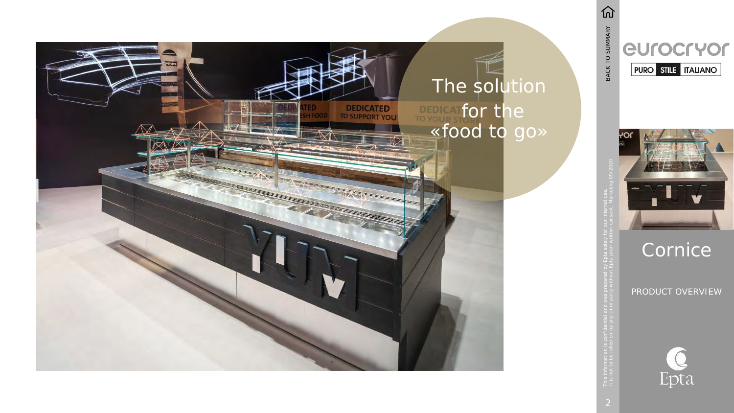The solution for the «food to go»

eurocryor

PURO STILE ITALIANO

# Cornice

PRODUCT OVERVIEW

Epta

BACK TO SUMMARY

This information is confidential and was prepared by Epta solely for our internal use. It is not to be relied on by any third party without Epta prior written consent. Marketing 09/2020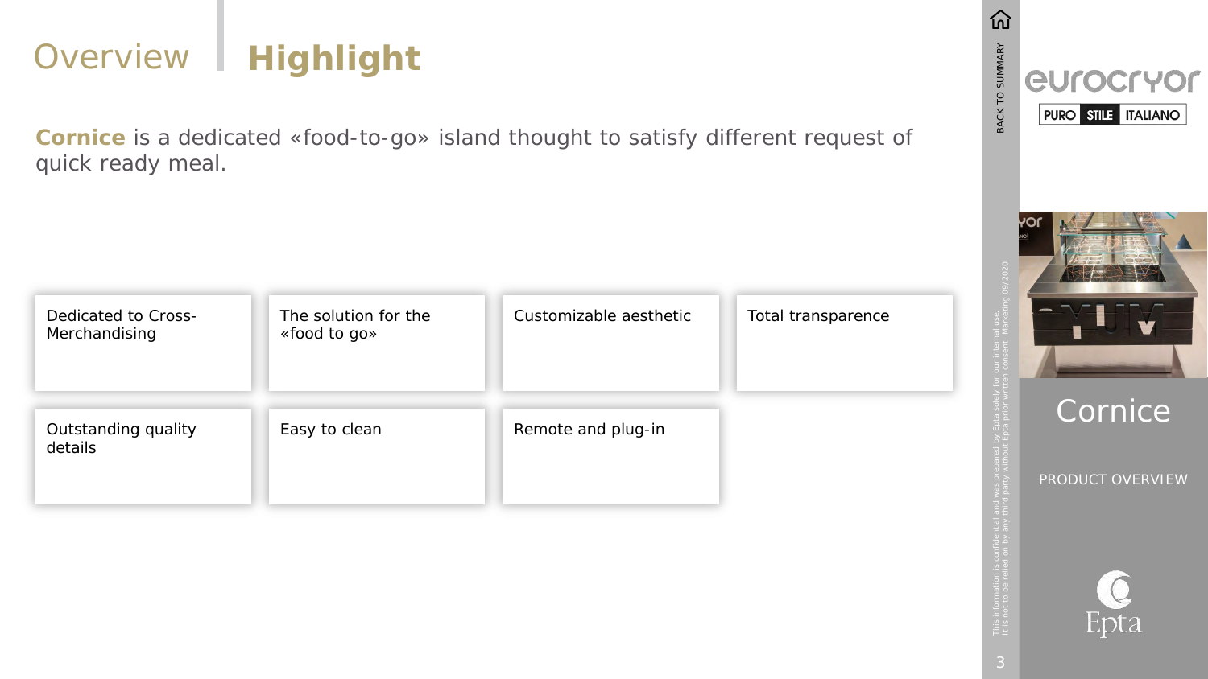# Overview | **Highlight**

**Cornice** is a dedicated «food-to-go» island thought to satisfy different request of quick ready meal.

- Dedicated to Cross-Merchandising
- The solution for the «food to go»
- Customizable aesthetic
- Total transparence
- Outstanding quality details
- Easy to clean
- Remote and plug-in

BACK TO SUMMARY

This information is confidential and was prepared by Epta solely for our internal use. It is not to be relied on by any third party without Epta prior written consent. Marketing 09/2020

eurocryor

PURO STILE ITALIANO

## Cornice

PRODUCT OVERVIEW

Epta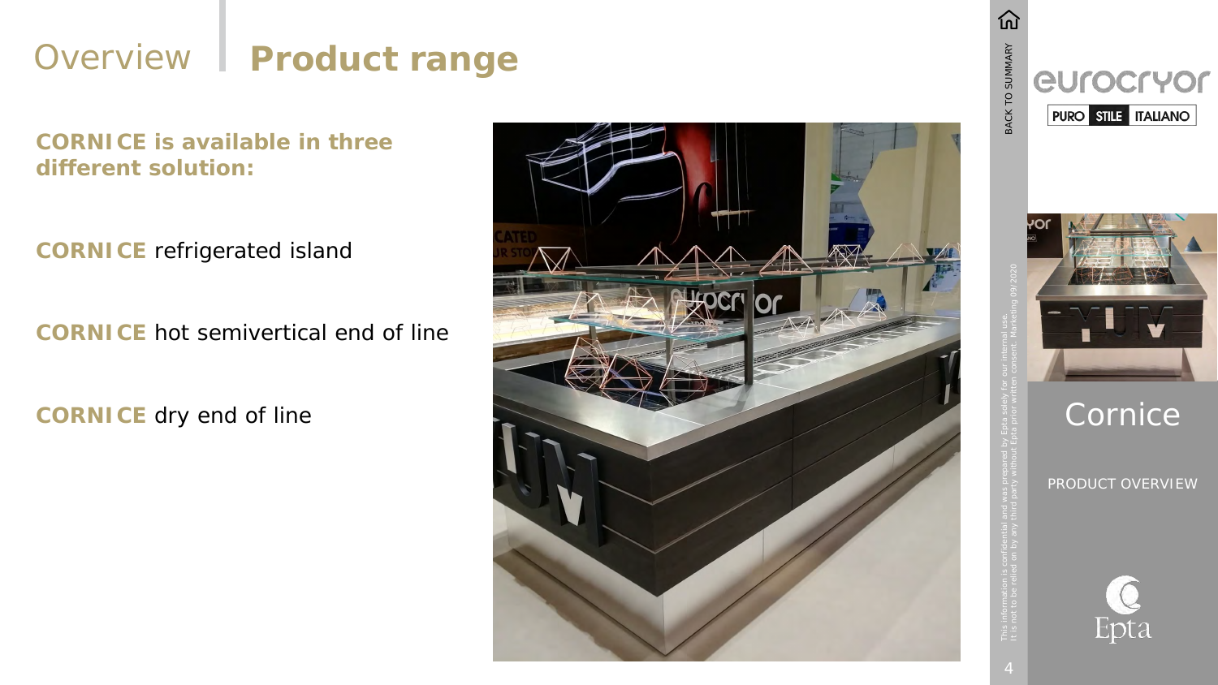# Overview | **Product range**

**CORNICE is available in three different solution:**

**CORNICE** refrigerated island

**CORNICE** hot semivertical end of line

**CORNICE** dry end of line

BACK TO SUMMARY

eurocryor

PURO STILE ITALIANO

Cornice

PRODUCT OVERVIEW

Epta

This information is confidential and was prepared by Epta solely for our internal use. It is not to be relied on by any third party without Epta prior written consent. Marketing 09/2020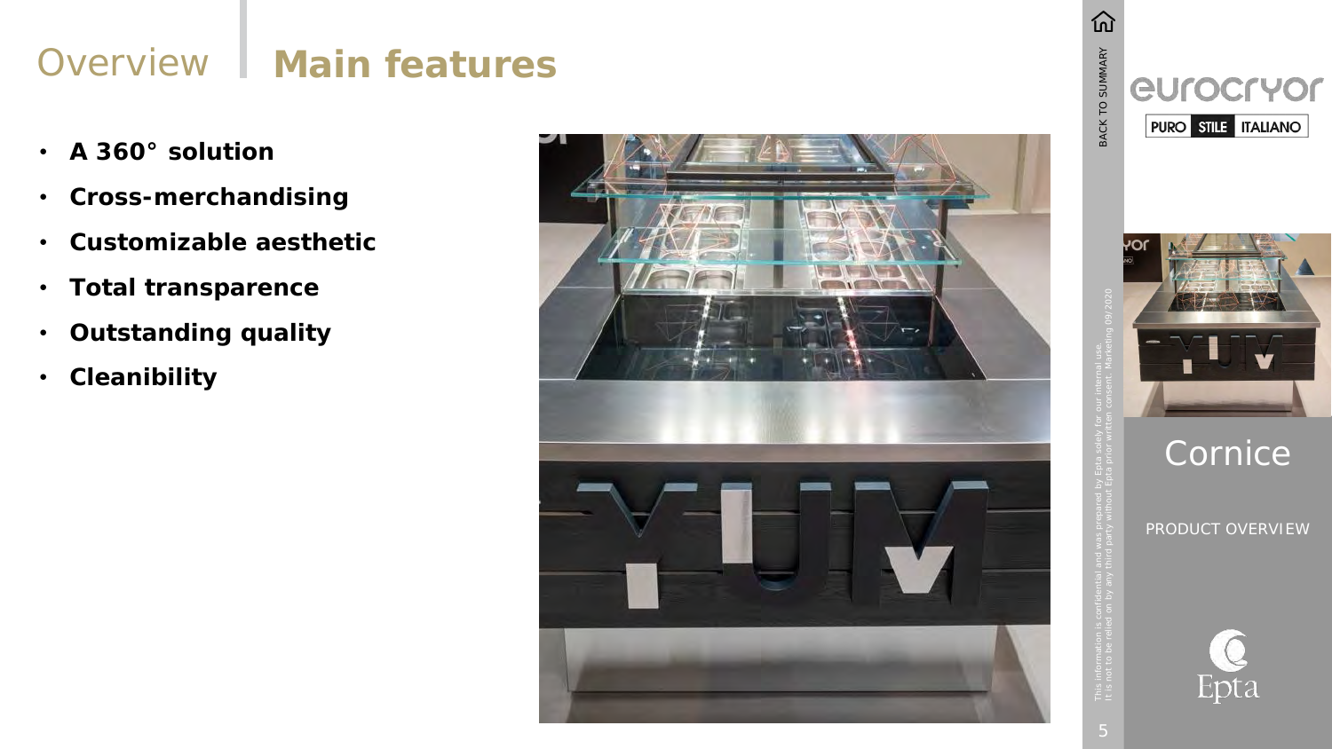# Overview | Main features

- **A 360° solution**
- **Cross-merchandising**
- **Customizable aesthetic**
- **Total transparence**
- **Outstanding quality**
- **Cleanibility**

BACK TO SUMMARY

eurocryor

PURO STILE ITALIANO

Cornice

PRODUCT OVERVIEW

Epta

This information is confidential and was prepared by Epta solely for our internal use. It is not to be relied on by any third party without Epta prior written consent. Marketing 09/2020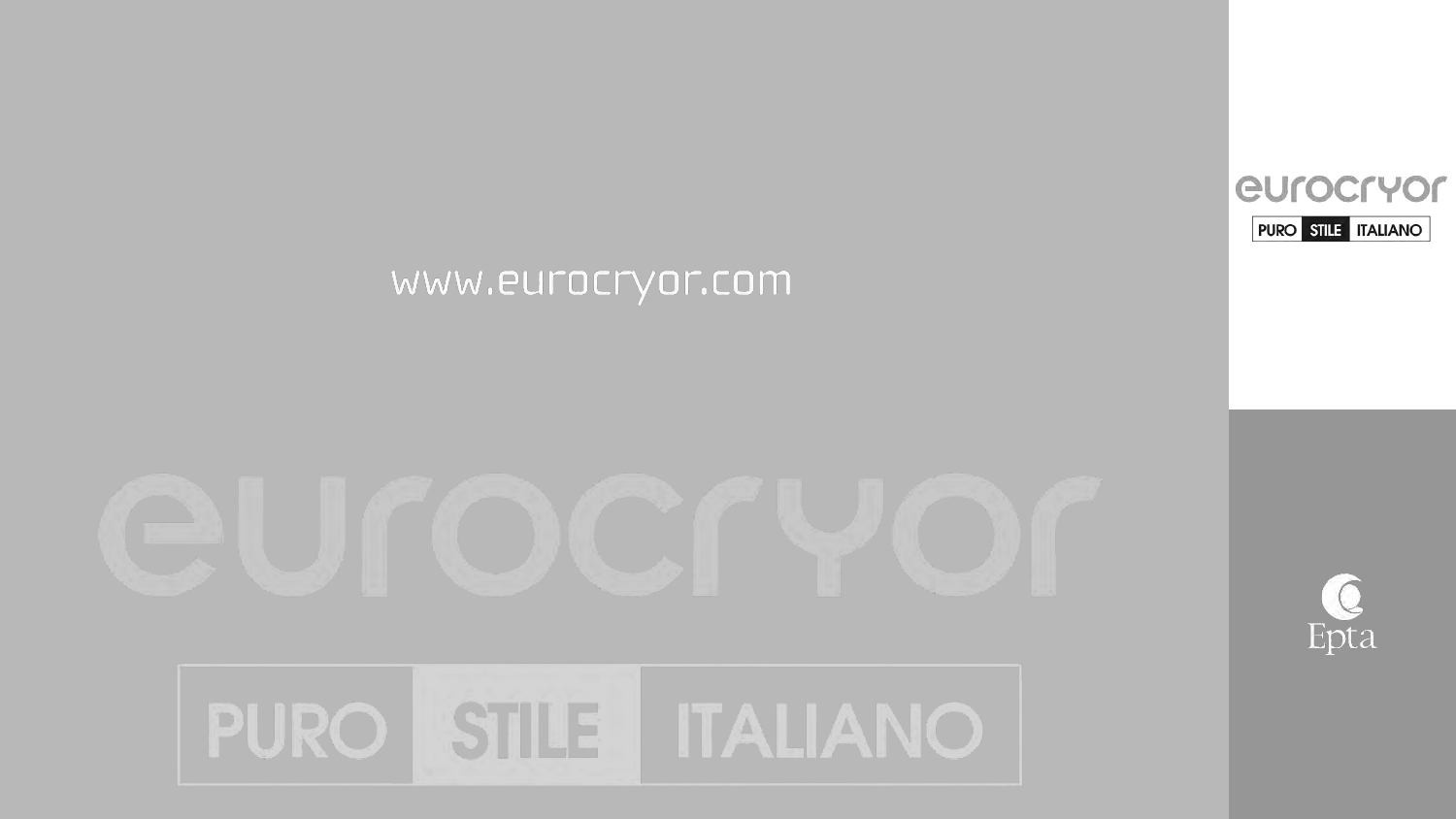www.eurocryor.com

eurocryor

PURO STILE ITALIANO

eurocryor

PURO STILE ITALIANO

Epta